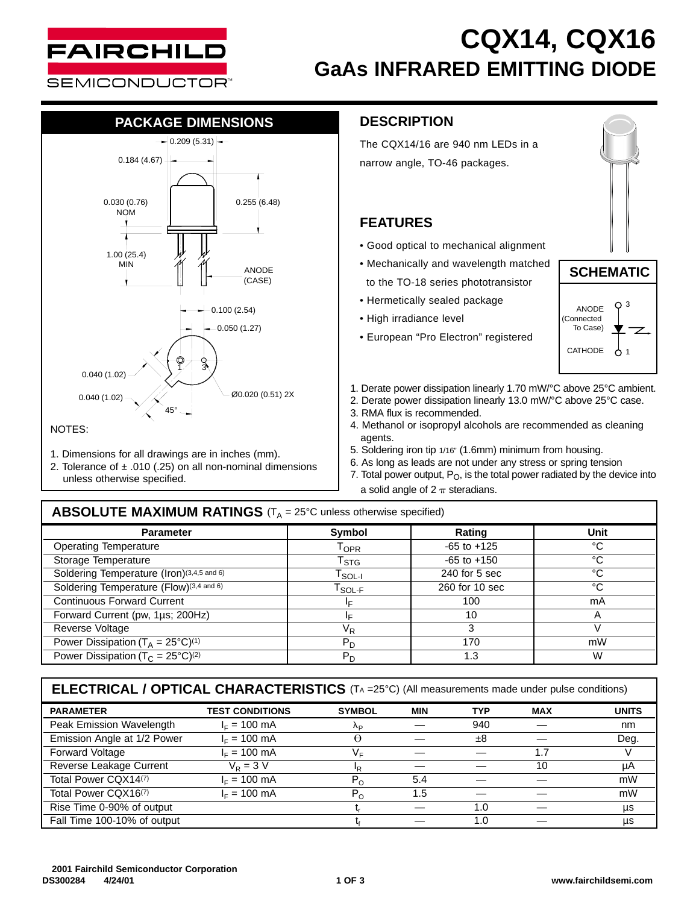# CQX14, CQX16

## GaAs INFRARED EMITTING DIODE

## PACKAGE DIMENSIONS

0.209 (5.31)
0.184 (4.67)
0.030 (0.76) NOM
0.255 (6.48)
1.00 (25.4) MIN
ANODE (CASE)
0.100 (2.54)
0.050 (1.27)
0.040 (1.02)
0.040 (1.02)
Ø0.020 (0.51) 2X
45°

NOTES:

1. Dimensions for all drawings are in inches (mm).
2. Tolerance of ± .010 (.25) on all non-nominal dimensions unless otherwise specified.

## DESCRIPTION

The CQX14/16 are 940 nm LEDs in a narrow angle, TO-46 packages.

## FEATURES

- Good optical to mechanical alignment
- Mechanically and wavelength matched to the TO-18 series phototransistor
- Hermetically sealed package
- High irradiance level
- European "Pro Electron" registered

## SCHEMATIC

ANODE (Connected To Case) 3
CATHODE 1

1. Derate power dissipation linearly 1.70 mW/°C above 25°C ambient.
2. Derate power dissipation linearly 13.0 mW/°C above 25°C case.
3. RMA flux is recommended.
4. Methanol or isopropyl alcohols are recommended as cleaning agents.
5. Soldering iron tip 1/16" (1.6mm) minimum from housing.
6. As long as leads are not under any stress or spring tension
7. Total power output, $P_O$, is the total power radiated by the device into a solid angle of 2 $\pi$ steradians.

## ABSOLUTE MAXIMUM RATINGS ($T_A$ = 25°C unless otherwise specified)

| Parameter | Symbol | Rating | Unit |
|---|---|---|---|
| Operating Temperature | $T_{OPR}$ | -65 to +125 | °C |
| Storage Temperature | $T_{STG}$ | -65 to +150 | °C |
| Soldering Temperature (Iron)(3,4,5 and 6) | $T_{SOL-I}$ | 240 for 5 sec | °C |
| Soldering Temperature (Flow)(3,4 and 6) | $T_{SOL-F}$ | 260 for 10 sec | °C |
| Continuous Forward Current | $I_F$ | 100 | mA |
| Forward Current (pw, 1µs; 200Hz) | $I_F$ | 10 | A |
| Reverse Voltage | $V_R$ | 3 | V |
| Power Dissipation ($T_A$ = 25°C)[1] | $P_D$ | 170 | mW |
| Power Dissipation ($T_C$ = 25°C)[2] | $P_D$ | 1.3 | W |

## ELECTRICAL / OPTICAL CHARACTERISTICS ($T_A$ =25°C) (All measurements made under pulse conditions)

| PARAMETER | TEST CONDITIONS | SYMBOL | MIN | TYP | MAX | UNITS |
|---|---|---|---|---|---|---|
| Peak Emission Wavelength | $I_F$ = 100 mA | $\lambda_P$ | — | 940 | — | nm |
| Emission Angle at 1/2 Power | $I_F$ = 100 mA | $\Theta$ | — | ±8 | — | Deg. |
| Forward Voltage | $I_F$ = 100 mA | $V_F$ | — | — | 1.7 | V |
| Reverse Leakage Current | $V_R$ = 3 V | $I_R$ | — | — | 10 | µA |
| Total Power CQX14[7] | $I_F$ = 100 mA | $P_O$ | 5.4 | — | — | mW |
| Total Power CQX16[7] | $I_F$ = 100 mA | $P_O$ | 1.5 | — | — | mW |
| Rise Time 0-90% of output | | $t_r$ | — | 1.0 | — | µs |
| Fall Time 100-10% of output | | $t_f$ | — | 1.0 | — | µs |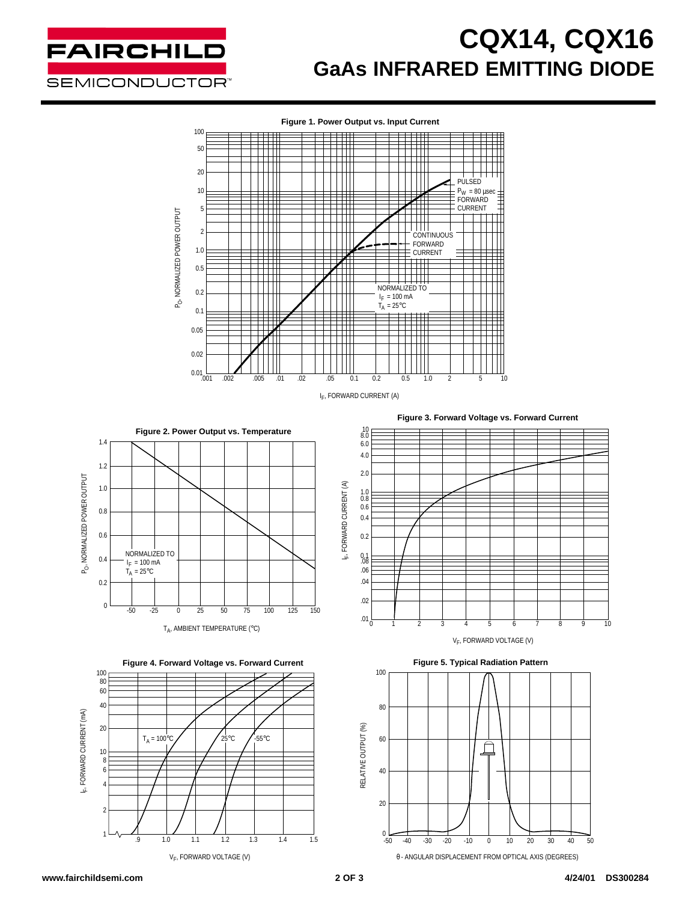# CQX14, CQX16

## GaAs INFRARED EMITTING DIODE

**Figure 1. Power Output vs. Input Current**

$P_O$, NORMALIZED POWER OUTPUT vs. $I_F$, FORWARD CURRENT (A)

PULSED $P_W$ = 80 μsec FORWARD CURRENT

CONTINUOUS FORWARD CURRENT

NORMALIZED TO $I_F$ = 100 mA $T_A$ = 25°C

**Figure 2. Power Output vs. Temperature**

$P_O$, NORMALIZED POWER OUTPUT vs. $T_A$, AMBIENT TEMPERATURE (°C)

NORMALIZED TO $I_F$ = 100 mA $T_A$ = 25°C

**Figure 3. Forward Voltage vs. Forward Current**

$I_F$, FORWARD CURRENT (A) vs. $V_F$, FORWARD VOLTAGE (V)

**Figure 4. Forward Voltage vs. Forward Current**

$I_F$, FORWARD CURRENT (mA) vs. $V_F$, FORWARD VOLTAGE (V)

$T_A$ = 100°C, 25°C, -55°C

**Figure 5. Typical Radiation Pattern**

RELATIVE OUTPUT (%) vs. θ - ANGULAR DISPLACEMENT FROM OPTICAL AXIS (DEGREES)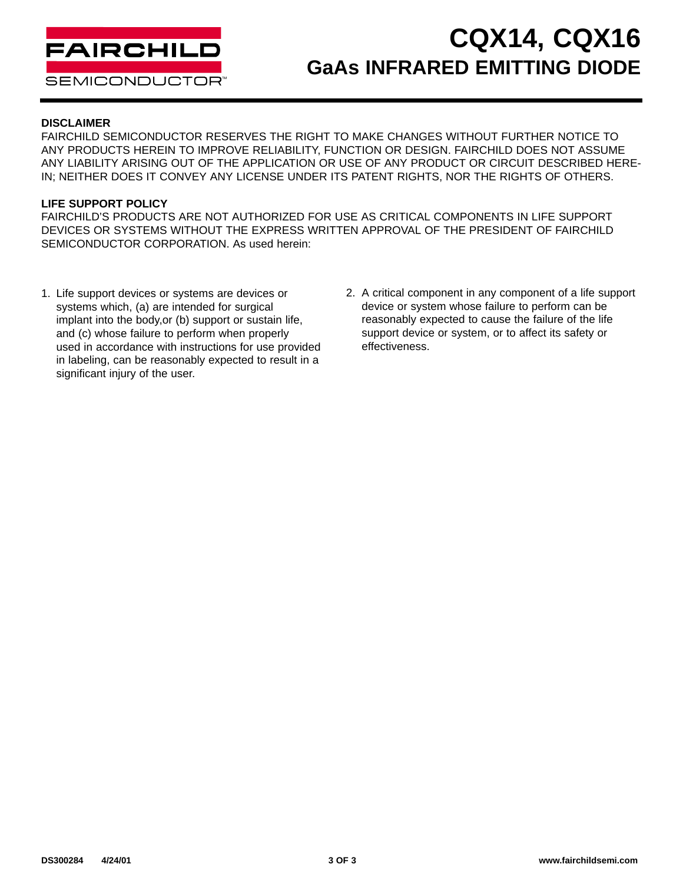# CQX14, CQX16

## GaAs INFRARED EMITTING DIODE

**DISCLAIMER**

FAIRCHILD SEMICONDUCTOR RESERVES THE RIGHT TO MAKE CHANGES WITHOUT FURTHER NOTICE TO ANY PRODUCTS HEREIN TO IMPROVE RELIABILITY, FUNCTION OR DESIGN. FAIRCHILD DOES NOT ASSUME ANY LIABILITY ARISING OUT OF THE APPLICATION OR USE OF ANY PRODUCT OR CIRCUIT DESCRIBED HEREIN; NEITHER DOES IT CONVEY ANY LICENSE UNDER ITS PATENT RIGHTS, NOR THE RIGHTS OF OTHERS.

**LIFE SUPPORT POLICY**

FAIRCHILD'S PRODUCTS ARE NOT AUTHORIZED FOR USE AS CRITICAL COMPONENTS IN LIFE SUPPORT DEVICES OR SYSTEMS WITHOUT THE EXPRESS WRITTEN APPROVAL OF THE PRESIDENT OF FAIRCHILD SEMICONDUCTOR CORPORATION. As used herein:

1. Life support devices or systems are devices or systems which, (a) are intended for surgical implant into the body,or (b) support or sustain life, and (c) whose failure to perform when properly used in accordance with instructions for use provided in labeling, can be reasonably expected to result in a significant injury of the user.
2. A critical component in any component of a life support device or system whose failure to perform can be reasonably expected to cause the failure of the life support device or system, or to affect its safety or effectiveness.

DS300284 4/24/01 www.fairchildsemi.com